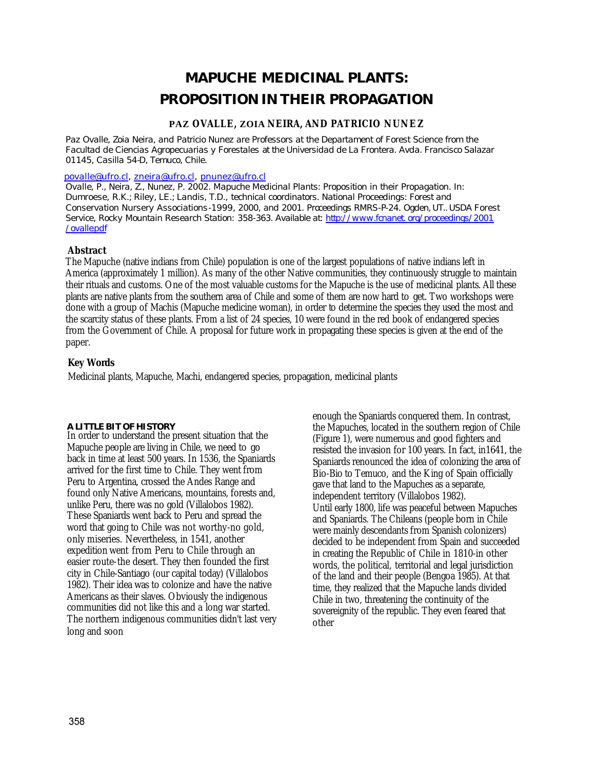# MAPUCHE MEDICINAL PLANTS: PROPOSITION IN THEIR PROPAGATION

**PAZ OVALLE, ZOIA NEIRA, AND PATRICIO NUNEZ**

Paz Ovalle, Zoia Neira, and Patricio Nunez are Professors at the Departament of Forest Science from the Facultad de Ciencias Agropecuarias y Forestales at the Universidad de La Frontera. Avda. Francisco Salazar 01145, Casilla 54-D, Temuco, Chile.

povalle@ufro.cl, zneira@ufro.cl, pnunez@ufro.cl

Ovalle, P., Neira, Z., Nunez, P. 2002. Mapuche Medicinal Plants: Proposition in their Propagation. In: Dumroese, R.K.; Riley, L.E.; Landis, T.D., technical coordinators. National Proceedings: Forest and Conservation Nursery Associations-1999, 2000, and 2001. Proceedings RMRS-P-24. Ogden, UT.. USDA Forest Service, Rocky Mountain Research Station: 358-363. Available at: http://www.fcnanet.org/proceedings/2001/ovallepdf

## Abstract

The Mapuche (native indians from Chile) population is one of the largest populations of native indians left in America (approximately 1 million). As many of the other Native communities, they continuously struggle to maintain their rituals and customs. One of the most valuable customs for the Mapuche is the use of medicinal plants. All these plants are native plants from the southern area of Chile and some of them are now hard to get. Two workshops were done with a group of Machis (Mapuche medicine woman), in order to determine the species they used the most and the scarcity status of these plants. From a list of 24 species, 10 were found in the red book of endangered species from the Government of Chile. A proposal for future work in propagating these species is given at the end of the paper.

## Key Words

Medicinal plants, Mapuche, Machi, endangered species, propagation, medicinal plants

## A LITTLE BIT OF HISTORY

In order to understand the present situation that the Mapuche people are living in Chile, we need to go back in time at least 500 years. In 1536, the Spaniards arrived for the first time to Chile. They went from Peru to Argentina, crossed the Andes Range and found only Native Americans, mountains, forests and, unlike Peru, there was no gold (Villalobos 1982). These Spaniards went back to Peru and spread the word that going to Chile was not worthy-no gold, only miseries. Nevertheless, in 1541, another expedition went from Peru to Chile through an easier route-the desert. They then founded the first city in Chile-Santiago (our capital today) (Villalobos 1982). Their idea was to colonize and have the native Americans as their slaves. Obviously the indigenous communities did not like this and a long war started. The northern indigenous communities didn't last very long and soon enough the Spaniards conquered them. In contrast, the Mapuches, located in the southern region of Chile (Figure 1), were numerous and good fighters and resisted the invasion for 100 years. In fact, in1641, the Spaniards renounced the idea of colonizing the area of Bio-Bio to Temuco, and the King of Spain officially gave that land to the Mapuches as a separate, independent territory (Villalobos 1982).

Until early 1800, life was peaceful between Mapuches and Spaniards. The Chileans (people born in Chile were mainly descendants from Spanish colonizers) decided to be independent from Spain and succeeded in creating the Republic of Chile in 1810-in other words, the political, territorial and legal jurisdiction of the land and their people (Bengoa 1985). At that time, they realized that the Mapuche lands divided Chile in two, threatening the continuity of the sovereignity of the republic. They even feared that other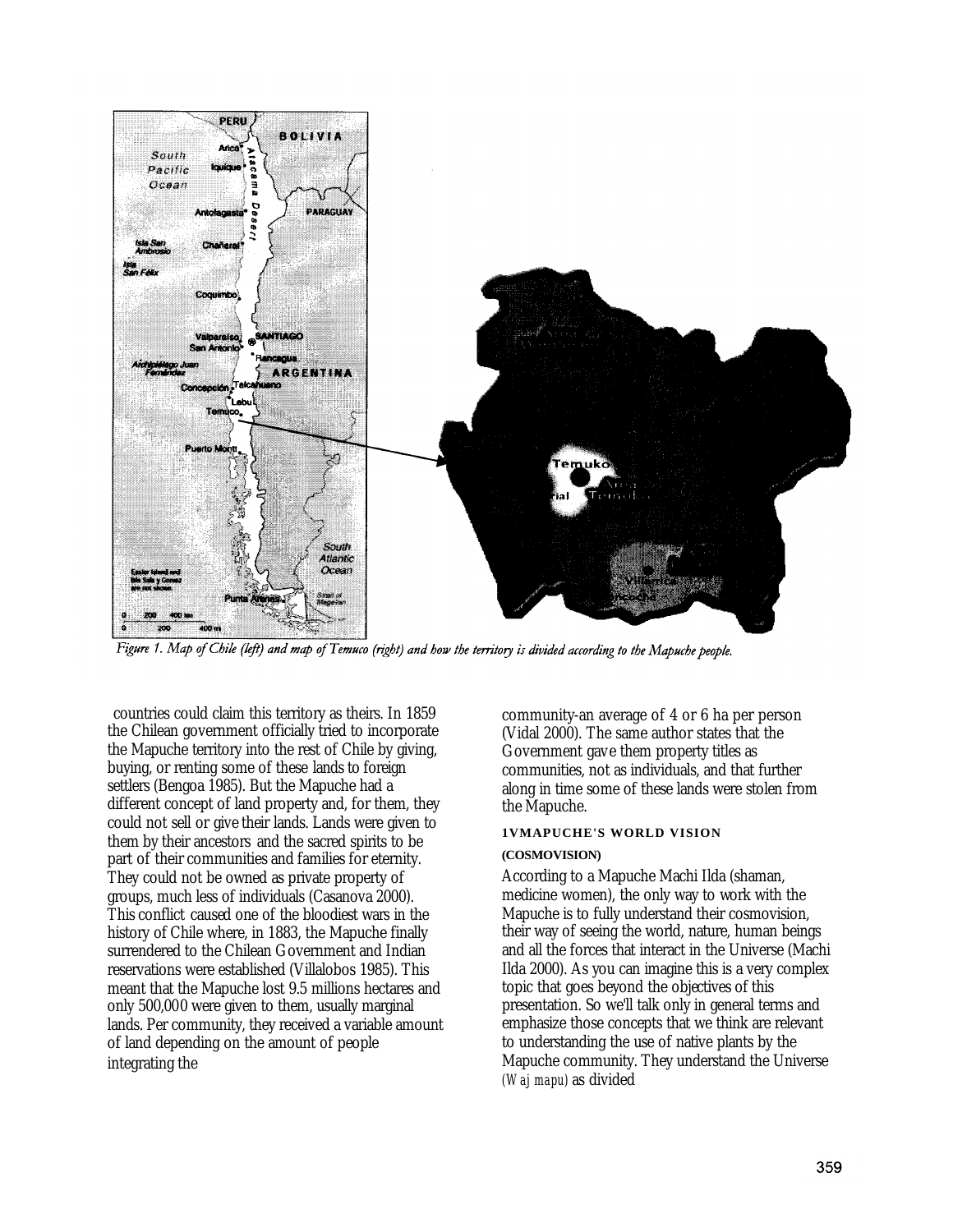Figure 1. Map of Chile (left) and map of Temuco (right) and how the territory is divided according to the Mapuche people.

countries could claim this territory as theirs. In 1859 the Chilean government officially tried to incorporate the Mapuche territory into the rest of Chile by giving, buying, or renting some of these lands to foreign settlers (Bengoa 1985). But the Mapuche had a different concept of land property and, for them, they could not sell or give their lands. Lands were given to them by their ancestors and the sacred spirits to be part of their communities and families for eternity. They could not be owned as private property of groups, much less of individuals (Casanova 2000). This conflict caused one of the bloodiest wars in the history of Chile where, in 1883, the Mapuche finally surrendered to the Chilean Government and Indian reservations were established (Villalobos 1985). This meant that the Mapuche lost 9.5 millions hectares and only 500,000 were given to them, usually marginal lands. Per community, they received a variable amount of land depending on the amount of people integrating the community-an average of 4 or 6 ha per person (Vidal 2000). The same author states that the Government gave them property titles as communities, not as individuals, and that further along in time some of these lands were stolen from the Mapuche.

#### 1VMAPUCHE'S WORLD VISION (COSMOVISION)

According to a Mapuche Machi Ilda (shaman, medicine women), the only way to work with the Mapuche is to fully understand their cosmovision, their way of seeing the world, nature, human beings and all the forces that interact in the Universe (Machi Ilda 2000). As you can imagine this is a very complex topic that goes beyond the objectives of this presentation. So we'll talk only in general terms and emphasize those concepts that we think are relevant to understanding the use of native plants by the Mapuche community. They understand the Universe *(Waj mapu)* as divided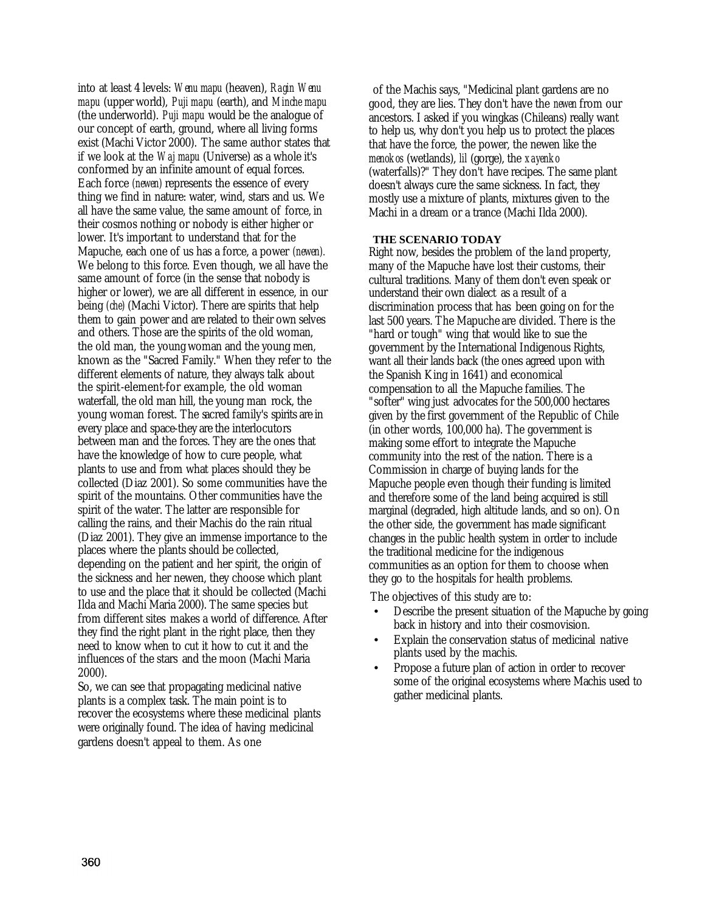into at least 4 levels: *Wenu mapu* (heaven), *Ragin Wenu mapu* (upper world), *Puji mapu* (earth), and *Minche mapu* (the underworld). *Puji mapu* would be the analogue of our concept of earth, ground, where all living forms exist (Machi Victor 2000). The same author states that if we look at the *Waj mapu* (Universe) as a whole it's conformed by an infinite amount of equal forces. Each force (*newen*) represents the essence of every thing we find in nature: water, wind, stars and us. We all have the same value, the same amount of force, in their cosmos nothing or nobody is either higher or lower. It's important to understand that for the Mapuche, each one of us has a force, a power (*newen*). We belong to this force. Even though, we all have the same amount of force (in the sense that nobody is higher or lower), we are all different in essence, in our being (*che*) (Machi Victor). There are spirits that help them to gain power and are related to their own selves and others. Those are the spirits of the old woman, the old man, the young woman and the young men, known as the "Sacred Family." When they refer to the different elements of nature, they always talk about the spirit-element-for example, the old woman waterfall, the old man hill, the young man rock, the young woman forest. The sacred family's spirits are in every place and space-they are the interlocutors between man and the forces. They are the ones that have the knowledge of how to cure people, what plants to use and from what places should they be collected (Diaz 2001). So some communities have the spirit of the mountains. Other communities have the spirit of the water. The latter are responsible for calling the rains, and their Machis do the rain ritual (Diaz 2001). They give an immense importance to the places where the plants should be collected, depending on the patient and her spirit, the origin of the sickness and her newen, they choose which plant to use and the place that it should be collected (Machi Ilda and Machi Maria 2000). The same species but from different sites makes a world of difference. After they find the right plant in the right place, then they need to know when to cut it how to cut it and the influences of the stars and the moon (Machi Maria 2000).

So, we can see that propagating medicinal native plants is a complex task. The main point is to recover the ecosystems where these medicinal plants were originally found. The idea of having medicinal gardens doesn't appeal to them. As one of the Machis says, "Medicinal plant gardens are no good, they are lies. They don't have the *newen* from our ancestors. I asked if you wingkas (Chileans) really want to help us, why don't you help us to protect the places that have the force, the power, the newen like the *menokos* (wetlands), *lil* (gorge), the *xayenko* (waterfalls)?" They don't have recipes. The same plant doesn't always cure the same sickness. In fact, they mostly use a mixture of plants, mixtures given to the Machi in a dream or a trance (Machi Ilda 2000).

## THE SCENARIO TODAY

Right now, besides the problem of the land property, many of the Mapuche have lost their customs, their cultural traditions. Many of them don't even speak or understand their own dialect as a result of a discrimination process that has been going on for the last 500 years. The Mapuche are divided. There is the "hard or tough" wing that would like to sue the government by the International Indigenous Rights, want all their lands back (the ones agreed upon with the Spanish King in 1641) and economical compensation to all the Mapuche families. The "softer" wing just advocates for the 500,000 hectares given by the first government of the Republic of Chile (in other words, 100,000 ha). The government is making some effort to integrate the Mapuche community into the rest of the nation. There is a Commission in charge of buying lands for the Mapuche people even though their funding is limited and therefore some of the land being acquired is still marginal (degraded, high altitude lands, and so on). On the other side, the government has made significant changes in the public health system in order to include the traditional medicine for the indigenous communities as an option for them to choose when they go to the hospitals for health problems.

The objectives of this study are to:

- Describe the present situation of the Mapuche by going back in history and into their cosmovision.
- Explain the conservation status of medicinal native plants used by the machis.
- Propose a future plan of action in order to recover some of the original ecosystems where Machis used to gather medicinal plants.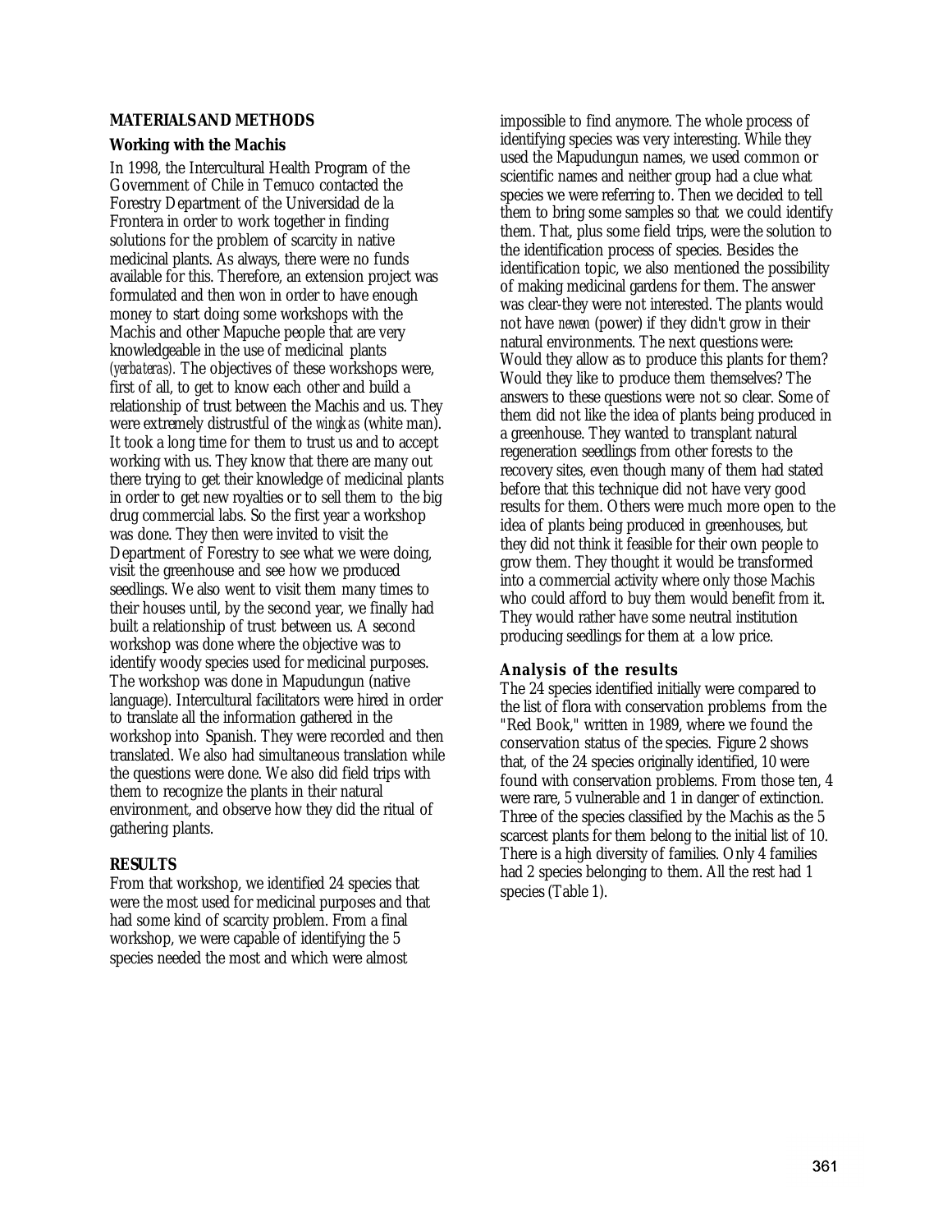## MATERIALS AND METHODS

### Working with the Machis

In 1998, the Intercultural Health Program of the Government of Chile in Temuco contacted the Forestry Department of the Universidad de la Frontera in order to work together in finding solutions for the problem of scarcity in native medicinal plants. As always, there were no funds available for this. Therefore, an extension project was formulated and then won in order to have enough money to start doing some workshops with the Machis and other Mapuche people that are very knowledgeable in the use of medicinal plants *(yerbateras).* The objectives of these workshops were, first of all, to get to know each other and build a relationship of trust between the Machis and us. They were extremely distrustful of the *wingkas* (white man). It took a long time for them to trust us and to accept working with us. They know that there are many out there trying to get their knowledge of medicinal plants in order to get new royalties or to sell them to the big drug commercial labs. So the first year a workshop was done. They then were invited to visit the Department of Forestry to see what we were doing, visit the greenhouse and see how we produced seedlings. We also went to visit them many times to their houses until, by the second year, we finally had built a relationship of trust between us. A second workshop was done where the objective was to identify woody species used for medicinal purposes. The workshop was done in Mapudungun (native language). Intercultural facilitators were hired in order to translate all the information gathered in the workshop into Spanish. They were recorded and then translated. We also had simultaneous translation while the questions were done. We also did field trips with them to recognize the plants in their natural environment, and observe how they did the ritual of gathering plants.

## RESULTS

From that workshop, we identified 24 species that were the most used for medicinal purposes and that had some kind of scarcity problem. From a final workshop, we were capable of identifying the 5 species needed the most and which were almost impossible to find anymore. The whole process of identifying species was very interesting. While they used the Mapudungun names, we used common or scientific names and neither group had a clue what species we were referring to. Then we decided to tell them to bring some samples so that we could identify them. That, plus some field trips, were the solution to the identification process of species. Besides the identification topic, we also mentioned the possibility of making medicinal gardens for them. The answer was clear-they were not interested. The plants would not have *newen* (power) if they didn't grow in their natural environments. The next questions were: Would they allow as to produce this plants for them? Would they like to produce them themselves? The answers to these questions were not so clear. Some of them did not like the idea of plants being produced in a greenhouse. They wanted to transplant natural regeneration seedlings from other forests to the recovery sites, even though many of them had stated before that this technique did not have very good results for them. Others were much more open to the idea of plants being produced in greenhouses, but they did not think it feasible for their own people to grow them. They thought it would be transformed into a commercial activity where only those Machis who could afford to buy them would benefit from it. They would rather have some neutral institution producing seedlings for them at a low price.

### Analysis of the results

The 24 species identified initially were compared to the list of flora with conservation problems from the "Red Book," written in 1989, where we found the conservation status of the species. Figure 2 shows that, of the 24 species originally identified, 10 were found with conservation problems. From those ten, 4 were rare, 5 vulnerable and 1 in danger of extinction. Three of the species classified by the Machis as the 5 scarcest plants for them belong to the initial list of 10. There is a high diversity of families. Only 4 families had 2 species belonging to them. All the rest had 1 species (Table 1).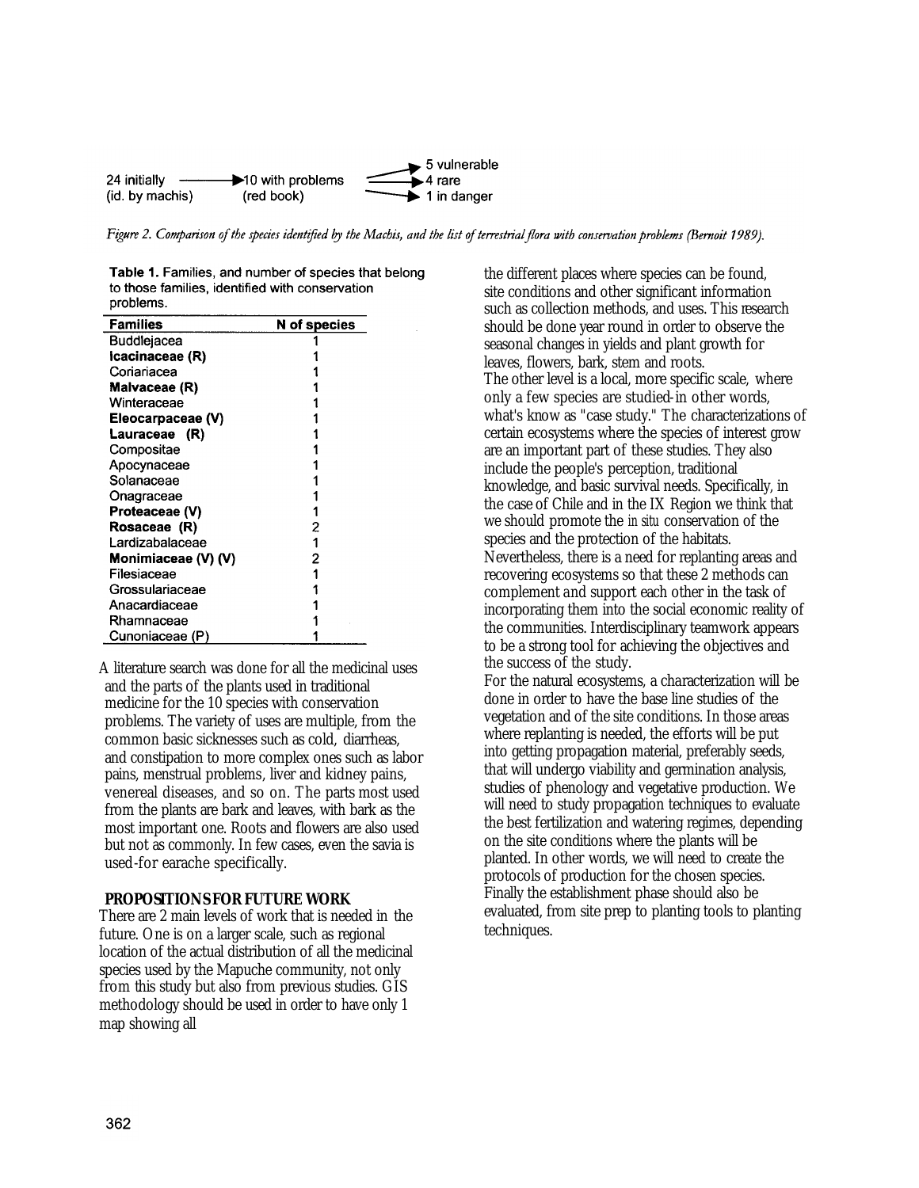24 initially (id. by machis) → 10 with problems (red book) → 5 vulnerable; 4 rare; 1 in danger

*Figure 2. Comparison of the species identified by the Machis, and the list of terrestrial flora with conservation problems (Bernoit 1989).*

**Table 1.** Families, and number of species that belong to those families, identified with conservation problems.

| Families | N of species |
|---|---|
| Buddlejacea | 1 |
| **Icacinaceae (R)** | 1 |
| Coriariacea | 1 |
| **Malvaceae (R)** | 1 |
| Winteraceae | 1 |
| **Eleocarpaceae (V)** | 1 |
| **Lauraceae (R)** | 1 |
| Compositae | 1 |
| Apocynaceae | 1 |
| Solanaceae | 1 |
| Onagraceae | 1 |
| **Proteaceae (V)** | 1 |
| **Rosaceae (R)** | 2 |
| Lardizabalaceae | 1 |
| **Monimiaceae (V) (V)** | 2 |
| Filesiaceae | 1 |
| Grossulariaceae | 1 |
| Anacardiaceae | 1 |
| Rhamnaceae | 1 |
| Cunoniaceae (P) | 1 |

A literature search was done for all the medicinal uses and the parts of the plants used in traditional medicine for the 10 species with conservation problems. The variety of uses are multiple, from the common basic sicknesses such as cold, diarrheas, and constipation to more complex ones such as labor pains, menstrual problems, liver and kidney pains, venereal diseases, and so on. The parts most used from the plants are bark and leaves, with bark as the most important one. Roots and flowers are also used but not as commonly. In few cases, even the savia is used-for earache specifically.

## PROPOSITIONS FOR FUTURE WORK

There are 2 main levels of work that is needed in the future. One is on a larger scale, such as regional location of the actual distribution of all the medicinal species used by the Mapuche community, not only from this study but also from previous studies. GIS methodology should be used in order to have only 1 map showing all the different places where species can be found, site conditions and other significant information such as collection methods, and uses. This research should be done year round in order to observe the seasonal changes in yields and plant growth for leaves, flowers, bark, stem and roots.

The other level is a local, more specific scale, where only a few species are studied-in other words, what's know as "case study." The characterizations of certain ecosystems where the species of interest grow are an important part of these studies. They also include the people's perception, traditional knowledge, and basic survival needs. Specifically, in the case of Chile and in the IX Region we think that we should promote the *in situ* conservation of the species and the protection of the habitats. Nevertheless, there is a need for replanting areas and recovering ecosystems so that these 2 methods can complement and support each other in the task of incorporating them into the social economic reality of the communities. Interdisciplinary teamwork appears to be a strong tool for achieving the objectives and the success of the study.

For the natural ecosystems, a characterization will be done in order to have the base line studies of the vegetation and of the site conditions. In those areas where replanting is needed, the efforts will be put into getting propagation material, preferably seeds, that will undergo viability and germination analysis, studies of phenology and vegetative production. We will need to study propagation techniques to evaluate the best fertilization and watering regimes, depending on the site conditions where the plants will be planted. In other words, we will need to create the protocols of production for the chosen species. Finally the establishment phase should also be evaluated, from site prep to planting tools to planting techniques.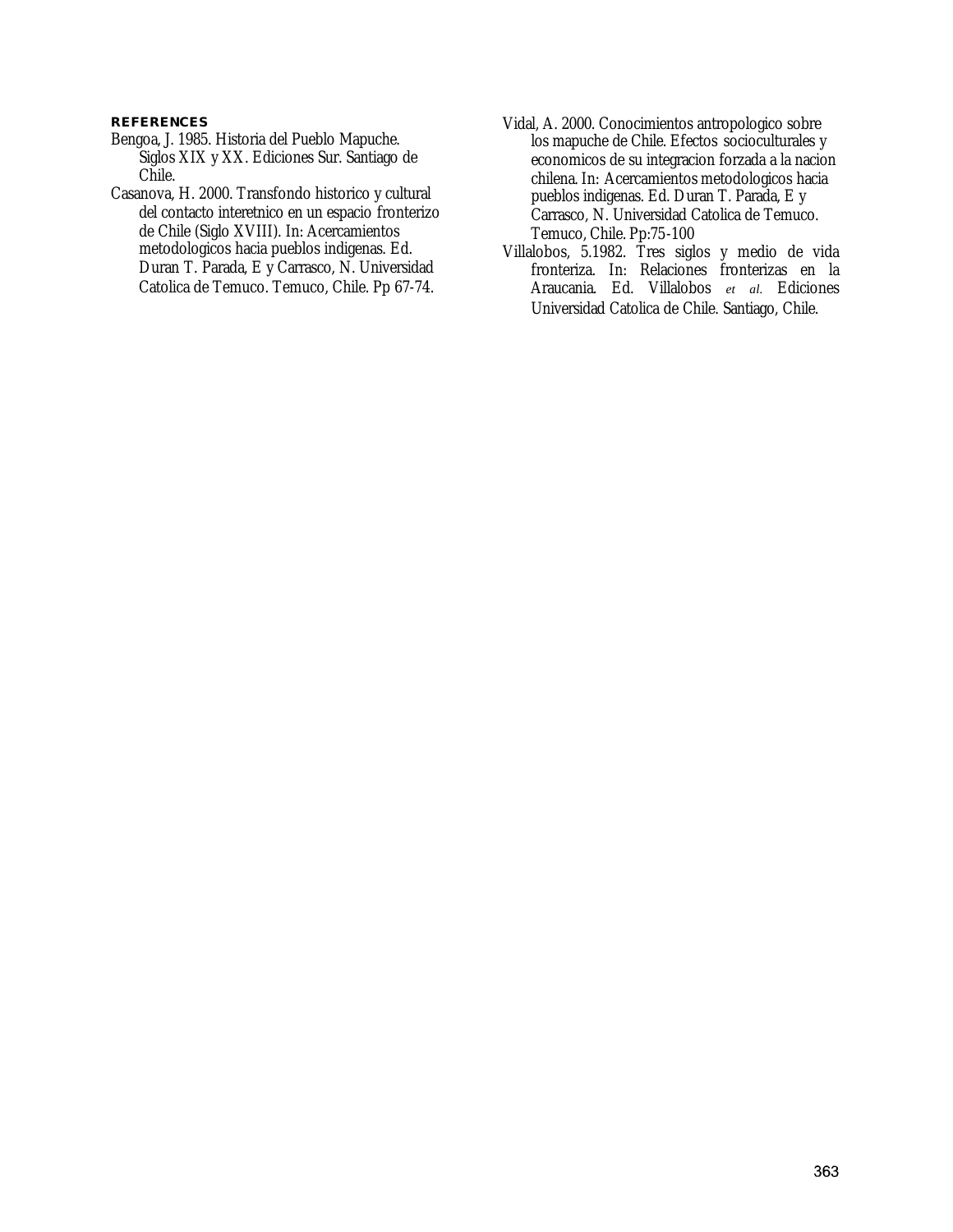## REFERENCES

Bengoa, J. 1985. Historia del Pueblo Mapuche. Siglos XIX y XX. Ediciones Sur. Santiago de Chile.

Casanova, H. 2000. Transfondo historico y cultural del contacto interetnico en un espacio fronterizo de Chile (Siglo XVIII). In: Acercamientos metodologicos hacia pueblos indigenas. Ed. Duran T. Parada, E y Carrasco, N. Universidad Catolica de Temuco. Temuco, Chile. Pp 67-74.

Vidal, A. 2000. Conocimientos antropologico sobre los mapuche de Chile. Efectos socioculturales y economicos de su integracion forzada a la nacion chilena. In: Acercamientos metodologicos hacia pueblos indigenas. Ed. Duran T. Parada, E y Carrasco, N. Universidad Catolica de Temuco. Temuco, Chile. Pp:75-100

Villalobos, 5.1982. Tres siglos y medio de vida fronteriza. In: Relaciones fronterizas en la Araucania. Ed. Villalobos *et al.* Ediciones Universidad Catolica de Chile. Santiago, Chile.